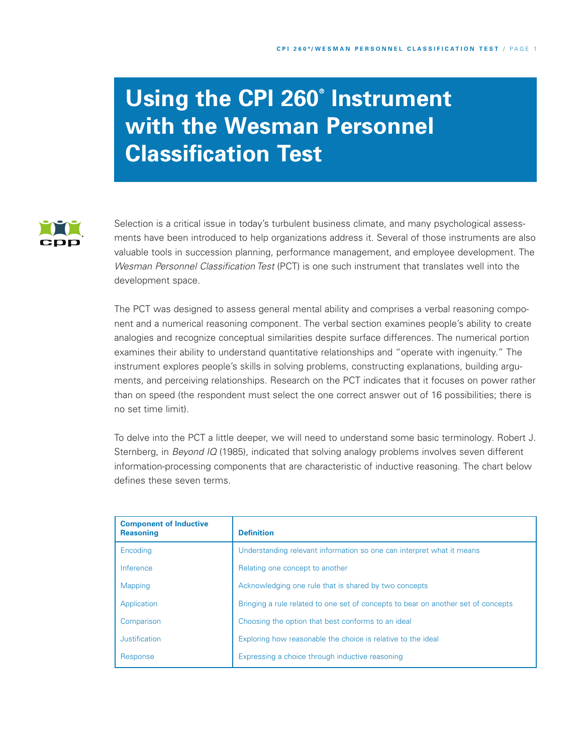# Using the CPI 260® Instrument with the Wesman Personnel Classification Test

Selection is a critical issue in today's turbulent business climate, and many psychological assessments have been introduced to help organizations address it. Several of those instruments are also valuable tools in succession planning, performance management, and employee development. The *Wesman Personnel Classification Test* (PCT) is one such instrument that translates well into the development space.

The PCT was designed to assess general mental ability and comprises a verbal reasoning component and a numerical reasoning component. The verbal section examines people's ability to create analogies and recognize conceptual similarities despite surface differences. The numerical portion examines their ability to understand quantitative relationships and "operate with ingenuity." The instrument explores people's skills in solving problems, constructing explanations, building arguments, and perceiving relationships. Research on the PCT indicates that it focuses on power rather than on speed (the respondent must select the one correct answer out of 16 possibilities; there is no set time limit).

To delve into the PCT a little deeper, we will need to understand some basic terminology. Robert J. Sternberg, in *Beyond IQ* (1985), indicated that solving analogy problems involves seven different information-processing components that are characteristic of inductive reasoning. The chart below defines these seven terms.

| Component of Inductive Reasoning | Definition |
|---|---|
| Encoding | Understanding relevant information so one can interpret what it means |
| Inference | Relating one concept to another |
| Mapping | Acknowledging one rule that is shared by two concepts |
| Application | Bringing a rule related to one set of concepts to bear on another set of concepts |
| Comparison | Choosing the option that best conforms to an ideal |
| Justification | Exploring how reasonable the choice is relative to the ideal |
| Response | Expressing a choice through inductive reasoning |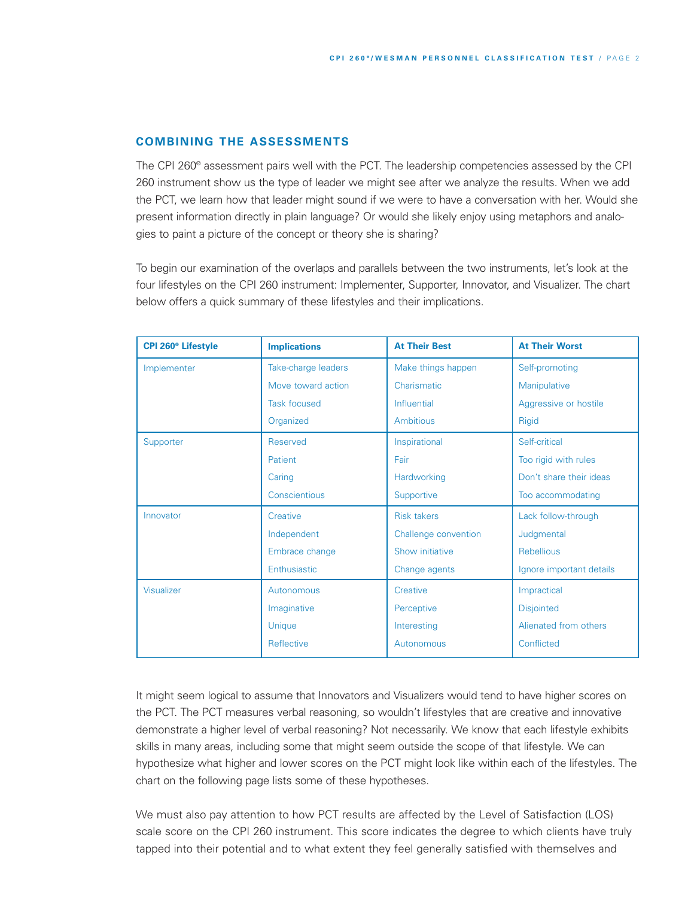## COMBINING THE ASSESSMENTS

The CPI 260® assessment pairs well with the PCT. The leadership competencies assessed by the CPI 260 instrument show us the type of leader we might see after we analyze the results. When we add the PCT, we learn how that leader might sound if we were to have a conversation with her. Would she present information directly in plain language? Or would she likely enjoy using metaphors and analogies to paint a picture of the concept or theory she is sharing?

To begin our examination of the overlaps and parallels between the two instruments, let's look at the four lifestyles on the CPI 260 instrument: Implementer, Supporter, Innovator, and Visualizer. The chart below offers a quick summary of these lifestyles and their implications.

| CPI 260® Lifestyle | Implications | At Their Best | At Their Worst |
|---|---|---|---|
| Implementer | Take-charge leaders | Make things happen | Self-promoting |
| | Move toward action | Charismatic | Manipulative |
| | Task focused | Influential | Aggressive or hostile |
| | Organized | Ambitious | Rigid |
| Supporter | Reserved | Inspirational | Self-critical |
| | Patient | Fair | Too rigid with rules |
| | Caring | Hardworking | Don't share their ideas |
| | Conscientious | Supportive | Too accommodating |
| Innovator | Creative | Risk takers | Lack follow-through |
| | Independent | Challenge convention | Judgmental |
| | Embrace change | Show initiative | Rebellious |
| | Enthusiastic | Change agents | Ignore important details |
| Visualizer | Autonomous | Creative | Impractical |
| | Imaginative | Perceptive | Disjointed |
| | Unique | Interesting | Alienated from others |
| | Reflective | Autonomous | Conflicted |

It might seem logical to assume that Innovators and Visualizers would tend to have higher scores on the PCT. The PCT measures verbal reasoning, so wouldn't lifestyles that are creative and innovative demonstrate a higher level of verbal reasoning? Not necessarily. We know that each lifestyle exhibits skills in many areas, including some that might seem outside the scope of that lifestyle. We can hypothesize what higher and lower scores on the PCT might look like within each of the lifestyles. The chart on the following page lists some of these hypotheses.

We must also pay attention to how PCT results are affected by the Level of Satisfaction (LOS) scale score on the CPI 260 instrument. This score indicates the degree to which clients have truly tapped into their potential and to what extent they feel generally satisfied with themselves and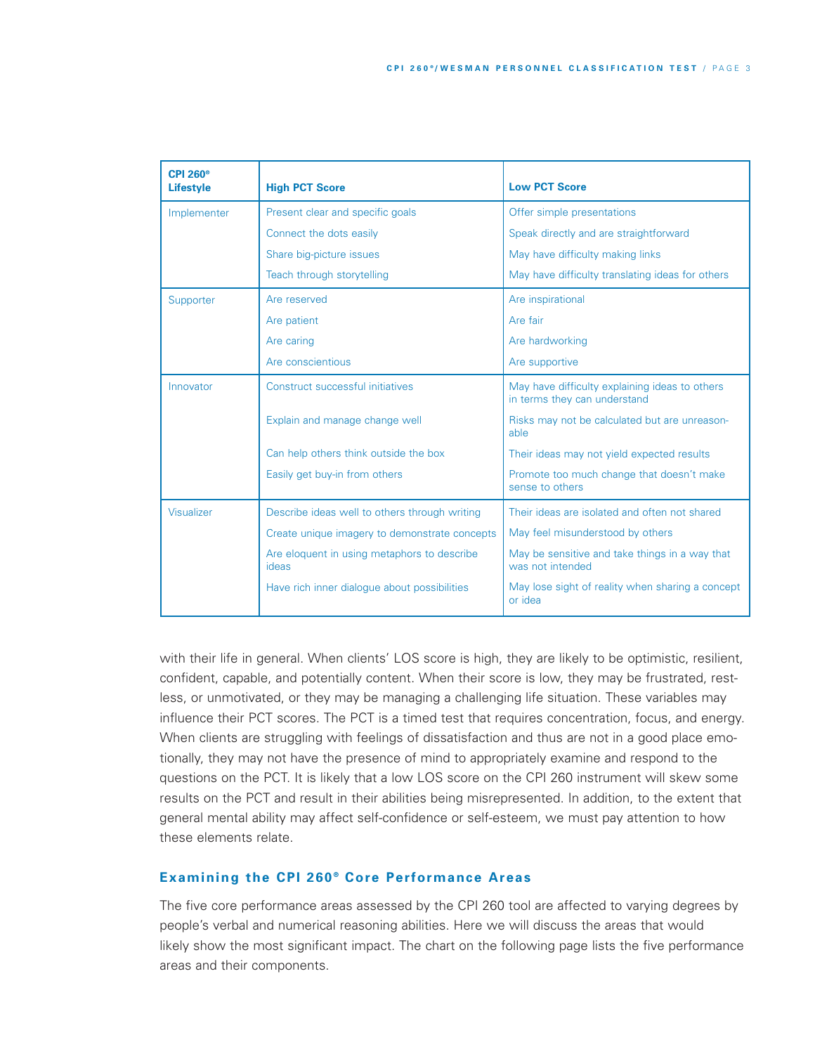| CPI 260® Lifestyle | High PCT Score | Low PCT Score |
|---|---|---|
| Implementer | Present clear and specific goals | Offer simple presentations |
| | Connect the dots easily | Speak directly and are straightforward |
| | Share big-picture issues | May have difficulty making links |
| | Teach through storytelling | May have difficulty translating ideas for others |
| Supporter | Are reserved | Are inspirational |
| | Are patient | Are fair |
| | Are caring | Are hardworking |
| | Are conscientious | Are supportive |
| Innovator | Construct successful initiatives | May have difficulty explaining ideas to others in terms they can understand |
| | Explain and manage change well | Risks may not be calculated but are unreasonable |
| | Can help others think outside the box | Their ideas may not yield expected results |
| | Easily get buy-in from others | Promote too much change that doesn't make sense to others |
| Visualizer | Describe ideas well to others through writing | Their ideas are isolated and often not shared |
| | Create unique imagery to demonstrate concepts | May feel misunderstood by others |
| | Are eloquent in using metaphors to describe ideas | May be sensitive and take things in a way that was not intended |
| | Have rich inner dialogue about possibilities | May lose sight of reality when sharing a concept or idea |

with their life in general. When clients' LOS score is high, they are likely to be optimistic, resilient, confident, capable, and potentially content. When their score is low, they may be frustrated, restless, or unmotivated, or they may be managing a challenging life situation. These variables may influence their PCT scores. The PCT is a timed test that requires concentration, focus, and energy. When clients are struggling with feelings of dissatisfaction and thus are not in a good place emotionally, they may not have the presence of mind to appropriately examine and respond to the questions on the PCT. It is likely that a low LOS score on the CPI 260 instrument will skew some results on the PCT and result in their abilities being misrepresented. In addition, to the extent that general mental ability may affect self-confidence or self-esteem, we must pay attention to how these elements relate.

## Examining the CPI 260® Core Performance Areas

The five core performance areas assessed by the CPI 260 tool are affected to varying degrees by people's verbal and numerical reasoning abilities. Here we will discuss the areas that would likely show the most significant impact. The chart on the following page lists the five performance areas and their components.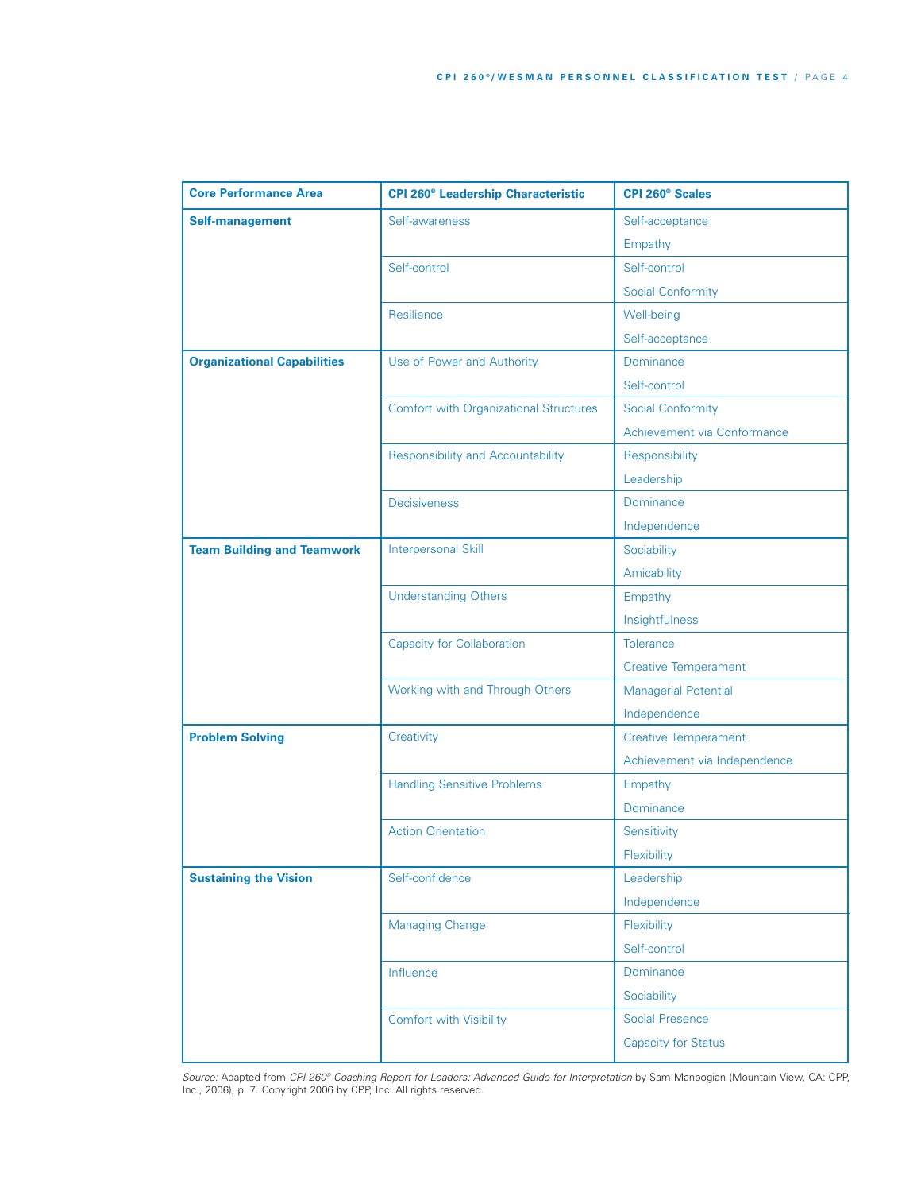| Core Performance Area | CPI 260® Leadership Characteristic | CPI 260® Scales |
|---|---|---|
| **Self-management** | Self-awareness | Self-acceptance<br>Empathy |
| | Self-control | Self-control<br>Social Conformity |
| | Resilience | Well-being<br>Self-acceptance |
| **Organizational Capabilities** | Use of Power and Authority | Dominance<br>Self-control |
| | Comfort with Organizational Structures | Social Conformity<br>Achievement via Conformance |
| | Responsibility and Accountability | Responsibility<br>Leadership |
| | Decisiveness | Dominance<br>Independence |
| **Team Building and Teamwork** | Interpersonal Skill | Sociability<br>Amicability |
| | Understanding Others | Empathy<br>Insightfulness |
| | Capacity for Collaboration | Tolerance<br>Creative Temperament |
| | Working with and Through Others | Managerial Potential<br>Independence |
| **Problem Solving** | Creativity | Creative Temperament<br>Achievement via Independence |
| | Handling Sensitive Problems | Empathy<br>Dominance |
| | Action Orientation | Sensitivity<br>Flexibility |
| **Sustaining the Vision** | Self-confidence | Leadership<br>Independence |
| | Managing Change | Flexibility<br>Self-control |
| | Influence | Dominance<br>Sociability |
| | Comfort with Visibility | Social Presence<br>Capacity for Status |

*Source:* Adapted from *CPI 260® Coaching Report for Leaders: Advanced Guide for Interpretation* by Sam Manoogian (Mountain View, CA: CPP, Inc., 2006), p. 7. Copyright 2006 by CPP, Inc. All rights reserved.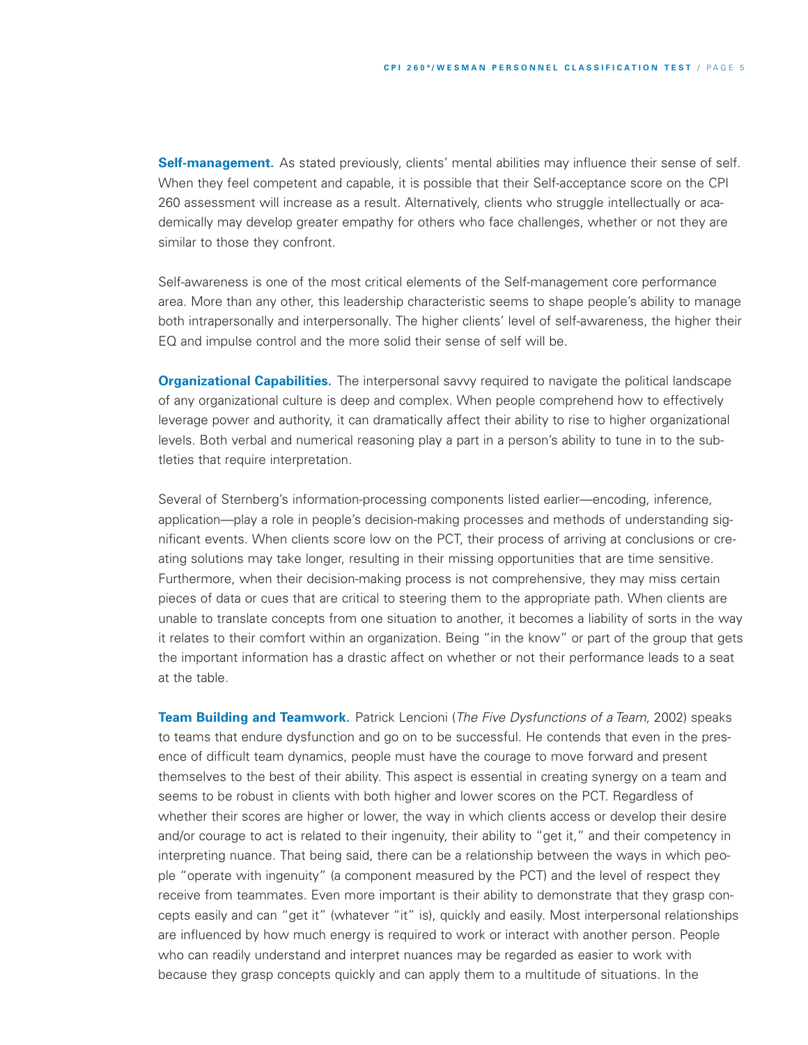**Self-management.** As stated previously, clients' mental abilities may influence their sense of self. When they feel competent and capable, it is possible that their Self-acceptance score on the CPI 260 assessment will increase as a result. Alternatively, clients who struggle intellectually or academically may develop greater empathy for others who face challenges, whether or not they are similar to those they confront.

Self-awareness is one of the most critical elements of the Self-management core performance area. More than any other, this leadership characteristic seems to shape people's ability to manage both intrapersonally and interpersonally. The higher clients' level of self-awareness, the higher their EQ and impulse control and the more solid their sense of self will be.

**Organizational Capabilities.** The interpersonal savvy required to navigate the political landscape of any organizational culture is deep and complex. When people comprehend how to effectively leverage power and authority, it can dramatically affect their ability to rise to higher organizational levels. Both verbal and numerical reasoning play a part in a person's ability to tune in to the subtleties that require interpretation.

Several of Sternberg's information-processing components listed earlier—encoding, inference, application—play a role in people's decision-making processes and methods of understanding significant events. When clients score low on the PCT, their process of arriving at conclusions or creating solutions may take longer, resulting in their missing opportunities that are time sensitive. Furthermore, when their decision-making process is not comprehensive, they may miss certain pieces of data or cues that are critical to steering them to the appropriate path. When clients are unable to translate concepts from one situation to another, it becomes a liability of sorts in the way it relates to their comfort within an organization. Being "in the know" or part of the group that gets the important information has a drastic affect on whether or not their performance leads to a seat at the table.

**Team Building and Teamwork.** Patrick Lencioni (*The Five Dysfunctions of a Team,* 2002) speaks to teams that endure dysfunction and go on to be successful. He contends that even in the presence of difficult team dynamics, people must have the courage to move forward and present themselves to the best of their ability. This aspect is essential in creating synergy on a team and seems to be robust in clients with both higher and lower scores on the PCT. Regardless of whether their scores are higher or lower, the way in which clients access or develop their desire and/or courage to act is related to their ingenuity, their ability to "get it," and their competency in interpreting nuance. That being said, there can be a relationship between the ways in which people "operate with ingenuity" (a component measured by the PCT) and the level of respect they receive from teammates. Even more important is their ability to demonstrate that they grasp concepts easily and can "get it" (whatever "it" is), quickly and easily. Most interpersonal relationships are influenced by how much energy is required to work or interact with another person. People who can readily understand and interpret nuances may be regarded as easier to work with because they grasp concepts quickly and can apply them to a multitude of situations. In the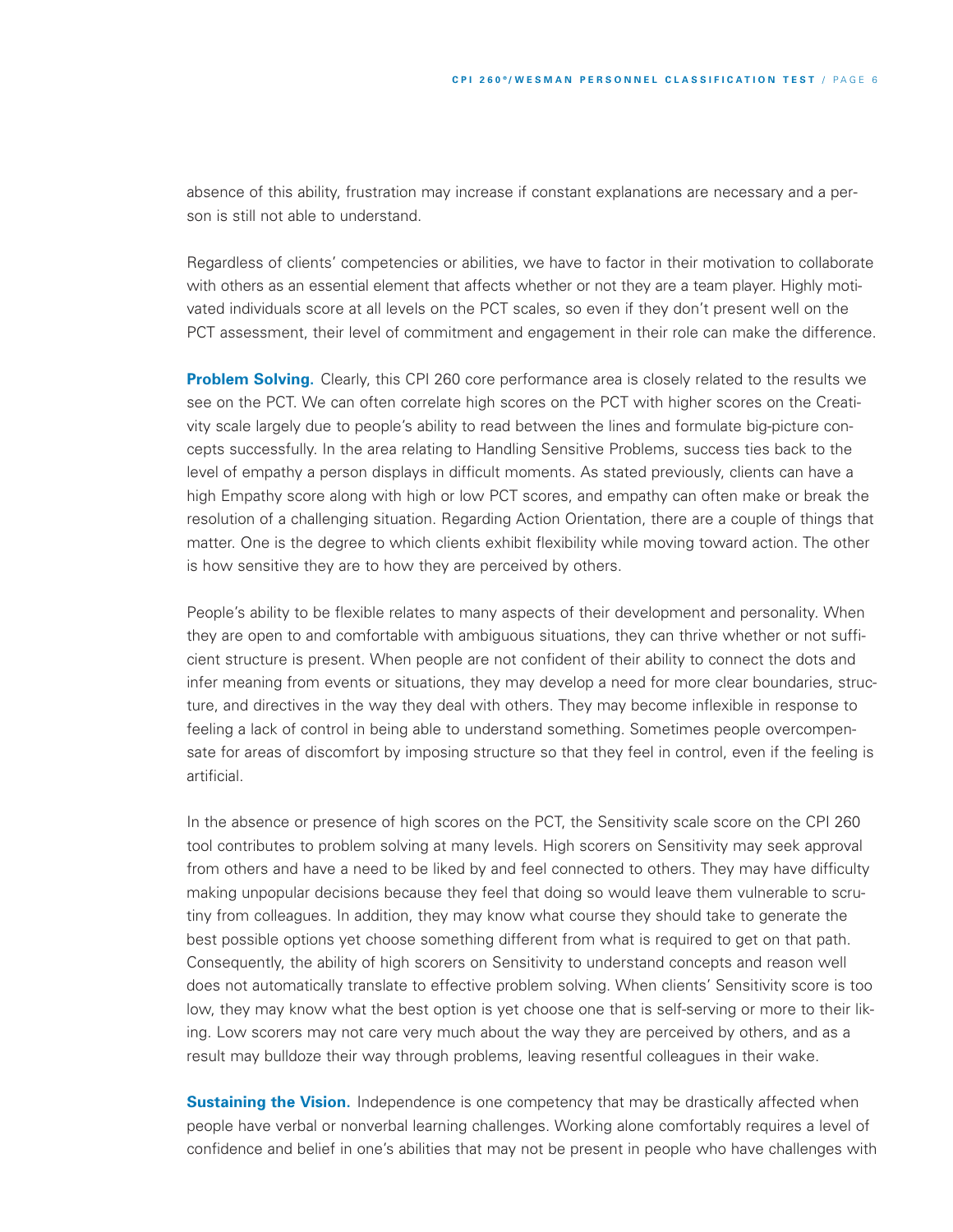absence of this ability, frustration may increase if constant explanations are necessary and a person is still not able to understand.

Regardless of clients' competencies or abilities, we have to factor in their motivation to collaborate with others as an essential element that affects whether or not they are a team player. Highly motivated individuals score at all levels on the PCT scales, so even if they don't present well on the PCT assessment, their level of commitment and engagement in their role can make the difference.

**Problem Solving.** Clearly, this CPI 260 core performance area is closely related to the results we see on the PCT. We can often correlate high scores on the PCT with higher scores on the Creativity scale largely due to people's ability to read between the lines and formulate big-picture concepts successfully. In the area relating to Handling Sensitive Problems, success ties back to the level of empathy a person displays in difficult moments. As stated previously, clients can have a high Empathy score along with high or low PCT scores, and empathy can often make or break the resolution of a challenging situation. Regarding Action Orientation, there are a couple of things that matter. One is the degree to which clients exhibit flexibility while moving toward action. The other is how sensitive they are to how they are perceived by others.

People's ability to be flexible relates to many aspects of their development and personality. When they are open to and comfortable with ambiguous situations, they can thrive whether or not sufficient structure is present. When people are not confident of their ability to connect the dots and infer meaning from events or situations, they may develop a need for more clear boundaries, structure, and directives in the way they deal with others. They may become inflexible in response to feeling a lack of control in being able to understand something. Sometimes people overcompensate for areas of discomfort by imposing structure so that they feel in control, even if the feeling is artificial.

In the absence or presence of high scores on the PCT, the Sensitivity scale score on the CPI 260 tool contributes to problem solving at many levels. High scorers on Sensitivity may seek approval from others and have a need to be liked by and feel connected to others. They may have difficulty making unpopular decisions because they feel that doing so would leave them vulnerable to scrutiny from colleagues. In addition, they may know what course they should take to generate the best possible options yet choose something different from what is required to get on that path. Consequently, the ability of high scorers on Sensitivity to understand concepts and reason well does not automatically translate to effective problem solving. When clients' Sensitivity score is too low, they may know what the best option is yet choose one that is self-serving or more to their liking. Low scorers may not care very much about the way they are perceived by others, and as a result may bulldoze their way through problems, leaving resentful colleagues in their wake.

**Sustaining the Vision.** Independence is one competency that may be drastically affected when people have verbal or nonverbal learning challenges. Working alone comfortably requires a level of confidence and belief in one's abilities that may not be present in people who have challenges with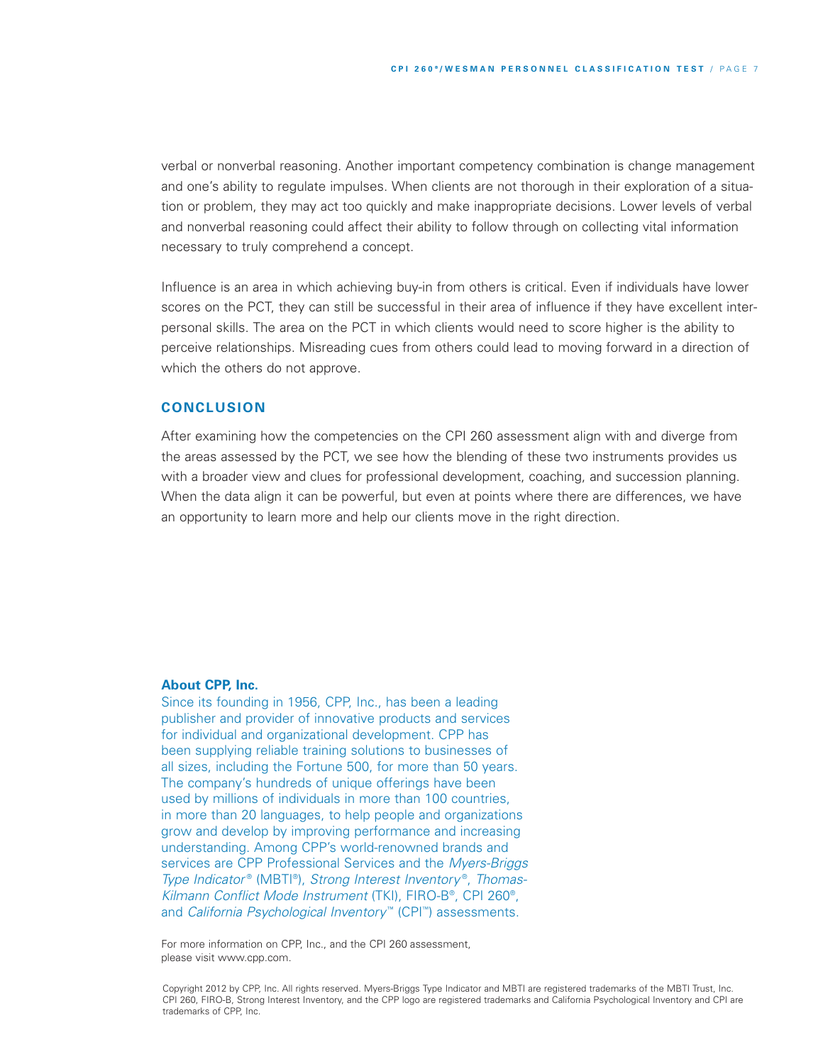verbal or nonverbal reasoning. Another important competency combination is change management and one's ability to regulate impulses. When clients are not thorough in their exploration of a situation or problem, they may act too quickly and make inappropriate decisions. Lower levels of verbal and nonverbal reasoning could affect their ability to follow through on collecting vital information necessary to truly comprehend a concept.

Influence is an area in which achieving buy-in from others is critical. Even if individuals have lower scores on the PCT, they can still be successful in their area of influence if they have excellent interpersonal skills. The area on the PCT in which clients would need to score higher is the ability to perceive relationships. Misreading cues from others could lead to moving forward in a direction of which the others do not approve.

## CONCLUSION

After examining how the competencies on the CPI 260 assessment align with and diverge from the areas assessed by the PCT, we see how the blending of these two instruments provides us with a broader view and clues for professional development, coaching, and succession planning. When the data align it can be powerful, but even at points where there are differences, we have an opportunity to learn more and help our clients move in the right direction.

**About CPP, Inc.**

Since its founding in 1956, CPP, Inc., has been a leading publisher and provider of innovative products and services for individual and organizational development. CPP has been supplying reliable training solutions to businesses of all sizes, including the Fortune 500, for more than 50 years. The company's hundreds of unique offerings have been used by millions of individuals in more than 100 countries, in more than 20 languages, to help people and organizations grow and develop by improving performance and increasing understanding. Among CPP's world-renowned brands and services are CPP Professional Services and the *Myers-Briggs Type Indicator®* (MBTI®), *Strong Interest Inventory®*, *Thomas-Kilmann Conflict Mode Instrument* (TKI), FIRO-B®, CPI 260®, and *California Psychological Inventory™* (CPI™) assessments.

For more information on CPP, Inc., and the CPI 260 assessment, please visit www.cpp.com.

Copyright 2012 by CPP, Inc. All rights reserved. Myers-Briggs Type Indicator and MBTI are registered trademarks of the MBTI Trust, Inc. CPI 260, FIRO-B, Strong Interest Inventory, and the CPP logo are registered trademarks and California Psychological Inventory and CPI are trademarks of CPP, Inc.